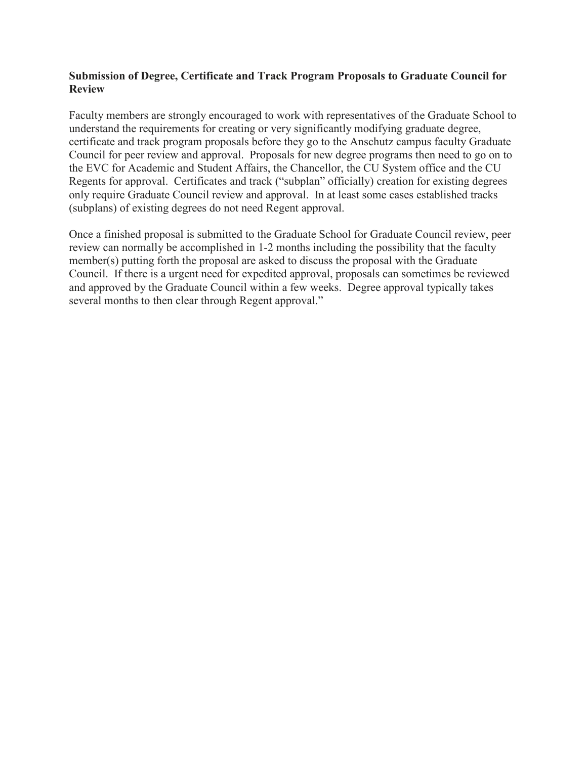**Submission of Degree, Certificate and Track Program Proposals to Graduate Council for Review**

Faculty members are strongly encouraged to work with representatives of the Graduate School to understand the requirements for creating or very significantly modifying graduate degree, certificate and track program proposals before they go to the Anschutz campus faculty Graduate Council for peer review and approval. Proposals for new degree programs then need to go on to the EVC for Academic and Student Affairs, the Chancellor, the CU System office and the CU Regents for approval. Certificates and track ("subplan" officially) creation for existing degrees only require Graduate Council review and approval. In at least some cases established tracks (subplans) of existing degrees do not need Regent approval.

Once a finished proposal is submitted to the Graduate School for Graduate Council review, peer review can normally be accomplished in 1-2 months including the possibility that the faculty member(s) putting forth the proposal are asked to discuss the proposal with the Graduate Council. If there is a urgent need for expedited approval, proposals can sometimes be reviewed and approved by the Graduate Council within a few weeks. Degree approval typically takes several months to then clear through Regent approval."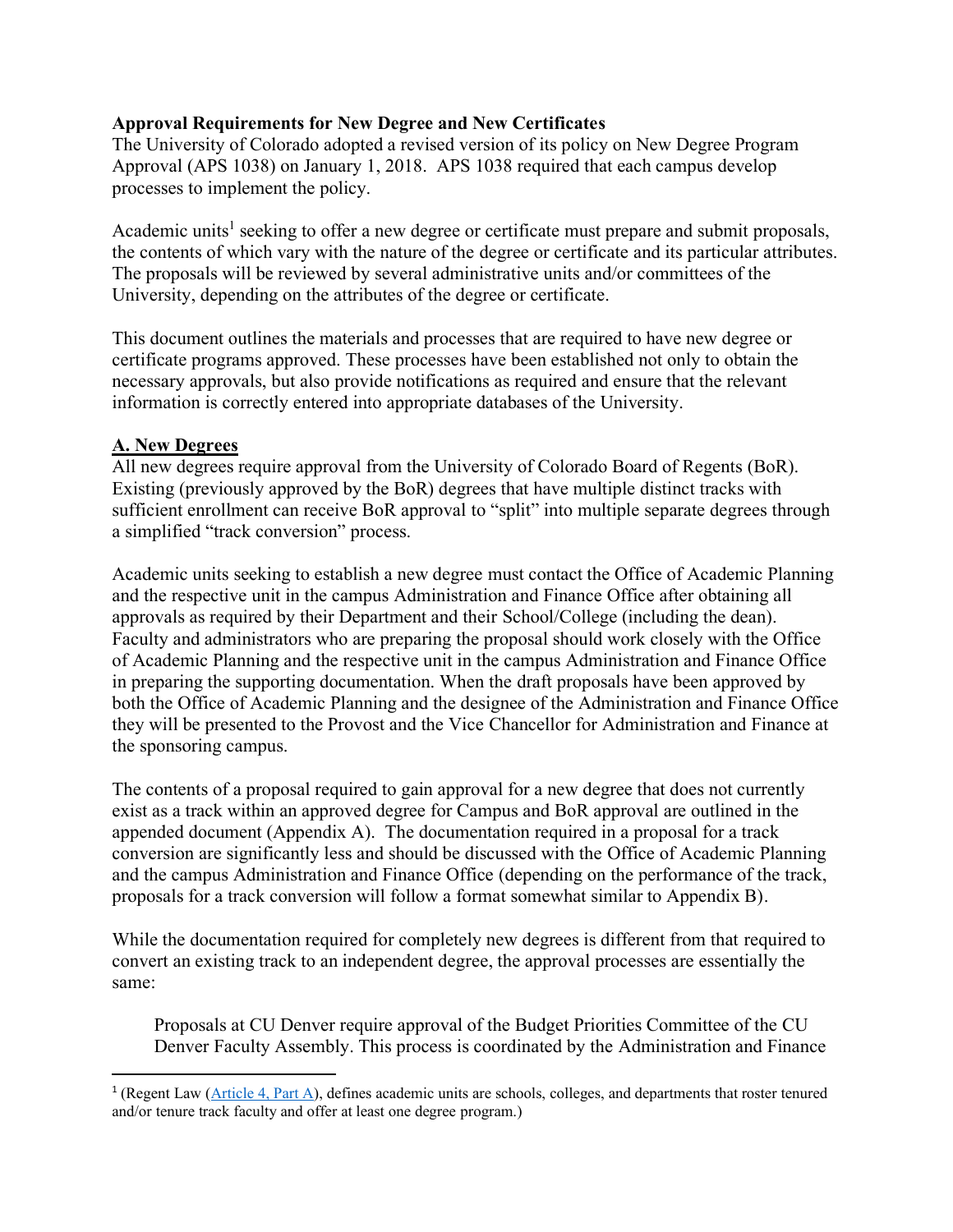**Approval Requirements for New Degree and New Certificates**

The University of Colorado adopted a revised version of its policy on New Degree Program Approval (APS 1038) on January 1, 2018. APS 1038 required that each campus develop processes to implement the policy.

Academic units[1] seeking to offer a new degree or certificate must prepare and submit proposals, the contents of which vary with the nature of the degree or certificate and its particular attributes. The proposals will be reviewed by several administrative units and/or committees of the University, depending on the attributes of the degree or certificate.

This document outlines the materials and processes that are required to have new degree or certificate programs approved. These processes have been established not only to obtain the necessary approvals, but also provide notifications as required and ensure that the relevant information is correctly entered into appropriate databases of the University.

## A. New Degrees

All new degrees require approval from the University of Colorado Board of Regents (BoR). Existing (previously approved by the BoR) degrees that have multiple distinct tracks with sufficient enrollment can receive BoR approval to "split" into multiple separate degrees through a simplified "track conversion" process.

Academic units seeking to establish a new degree must contact the Office of Academic Planning and the respective unit in the campus Administration and Finance Office after obtaining all approvals as required by their Department and their School/College (including the dean). Faculty and administrators who are preparing the proposal should work closely with the Office of Academic Planning and the respective unit in the campus Administration and Finance Office in preparing the supporting documentation. When the draft proposals have been approved by both the Office of Academic Planning and the designee of the Administration and Finance Office they will be presented to the Provost and the Vice Chancellor for Administration and Finance at the sponsoring campus.

The contents of a proposal required to gain approval for a new degree that does not currently exist as a track within an approved degree for Campus and BoR approval are outlined in the appended document (Appendix A). The documentation required in a proposal for a track conversion are significantly less and should be discussed with the Office of Academic Planning and the campus Administration and Finance Office (depending on the performance of the track, proposals for a track conversion will follow a format somewhat similar to Appendix B).

While the documentation required for completely new degrees is different from that required to convert an existing track to an independent degree, the approval processes are essentially the same:

> Proposals at CU Denver require approval of the Budget Priorities Committee of the CU Denver Faculty Assembly. This process is coordinated by the Administration and Finance

[1] (Regent Law (Article 4, Part A), defines academic units are schools, colleges, and departments that roster tenured and/or tenure track faculty and offer at least one degree program.)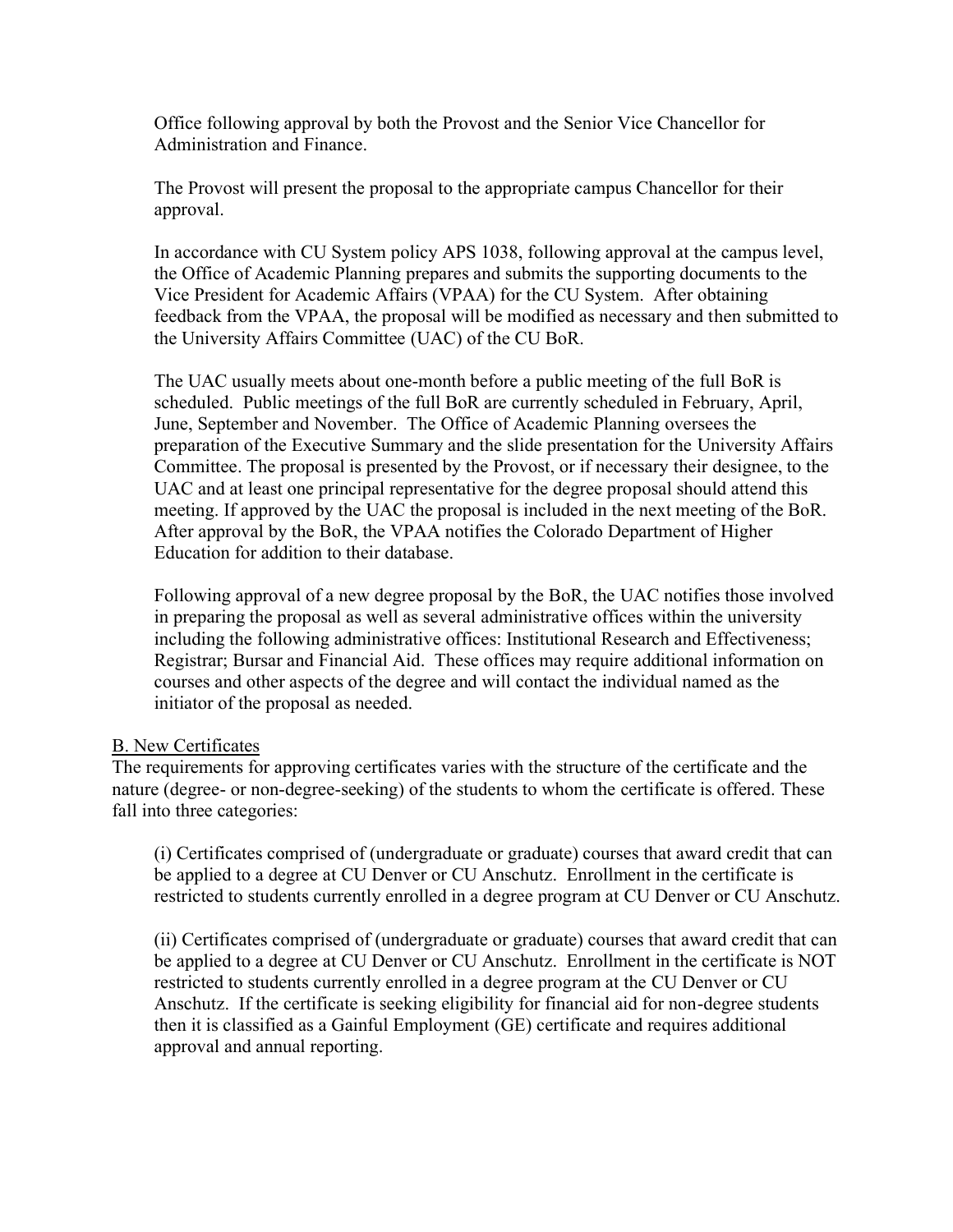Office following approval by both the Provost and the Senior Vice Chancellor for Administration and Finance.

The Provost will present the proposal to the appropriate campus Chancellor for their approval.

In accordance with CU System policy APS 1038, following approval at the campus level, the Office of Academic Planning prepares and submits the supporting documents to the Vice President for Academic Affairs (VPAA) for the CU System. After obtaining feedback from the VPAA, the proposal will be modified as necessary and then submitted to the University Affairs Committee (UAC) of the CU BoR.

The UAC usually meets about one-month before a public meeting of the full BoR is scheduled. Public meetings of the full BoR are currently scheduled in February, April, June, September and November. The Office of Academic Planning oversees the preparation of the Executive Summary and the slide presentation for the University Affairs Committee. The proposal is presented by the Provost, or if necessary their designee, to the UAC and at least one principal representative for the degree proposal should attend this meeting. If approved by the UAC the proposal is included in the next meeting of the BoR. After approval by the BoR, the VPAA notifies the Colorado Department of Higher Education for addition to their database.

Following approval of a new degree proposal by the BoR, the UAC notifies those involved in preparing the proposal as well as several administrative offices within the university including the following administrative offices: Institutional Research and Effectiveness; Registrar; Bursar and Financial Aid. These offices may require additional information on courses and other aspects of the degree and will contact the individual named as the initiator of the proposal as needed.

<u>B. New Certificates</u>

The requirements for approving certificates varies with the structure of the certificate and the nature (degree- or non-degree-seeking) of the students to whom the certificate is offered. These fall into three categories:

(i) Certificates comprised of (undergraduate or graduate) courses that award credit that can be applied to a degree at CU Denver or CU Anschutz. Enrollment in the certificate is restricted to students currently enrolled in a degree program at CU Denver or CU Anschutz.

(ii) Certificates comprised of (undergraduate or graduate) courses that award credit that can be applied to a degree at CU Denver or CU Anschutz. Enrollment in the certificate is NOT restricted to students currently enrolled in a degree program at the CU Denver or CU Anschutz. If the certificate is seeking eligibility for financial aid for non-degree students then it is classified as a Gainful Employment (GE) certificate and requires additional approval and annual reporting.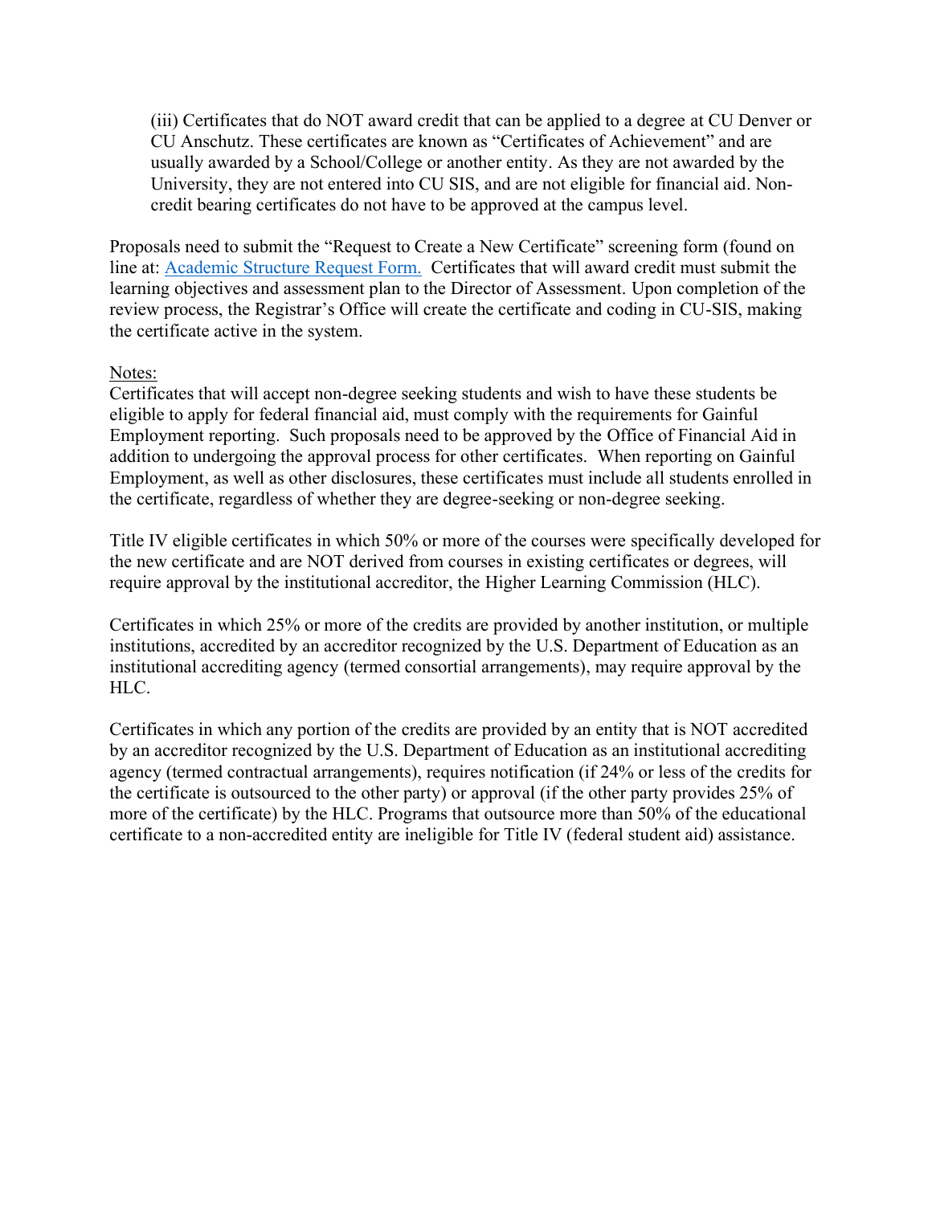(iii) Certificates that do NOT award credit that can be applied to a degree at CU Denver or CU Anschutz. These certificates are known as "Certificates of Achievement" and are usually awarded by a School/College or another entity. As they are not awarded by the University, they are not entered into CU SIS, and are not eligible for financial aid. Non-credit bearing certificates do not have to be approved at the campus level.

Proposals need to submit the "Request to Create a New Certificate" screening form (found on line at: [Academic Structure Request Form.](#) Certificates that will award credit must submit the learning objectives and assessment plan to the Director of Assessment. Upon completion of the review process, the Registrar's Office will create the certificate and coding in CU-SIS, making the certificate active in the system.

<u>Notes:</u>

Certificates that will accept non-degree seeking students and wish to have these students be eligible to apply for federal financial aid, must comply with the requirements for Gainful Employment reporting. Such proposals need to be approved by the Office of Financial Aid in addition to undergoing the approval process for other certificates. When reporting on Gainful Employment, as well as other disclosures, these certificates must include all students enrolled in the certificate, regardless of whether they are degree-seeking or non-degree seeking.

Title IV eligible certificates in which 50% or more of the courses were specifically developed for the new certificate and are NOT derived from courses in existing certificates or degrees, will require approval by the institutional accreditor, the Higher Learning Commission (HLC).

Certificates in which 25% or more of the credits are provided by another institution, or multiple institutions, accredited by an accreditor recognized by the U.S. Department of Education as an institutional accrediting agency (termed consortial arrangements), may require approval by the HLC.

Certificates in which any portion of the credits are provided by an entity that is NOT accredited by an accreditor recognized by the U.S. Department of Education as an institutional accrediting agency (termed contractual arrangements), requires notification (if 24% or less of the credits for the certificate is outsourced to the other party) or approval (if the other party provides 25% of more of the certificate) by the HLC. Programs that outsource more than 50% of the educational certificate to a non-accredited entity are ineligible for Title IV (federal student aid) assistance.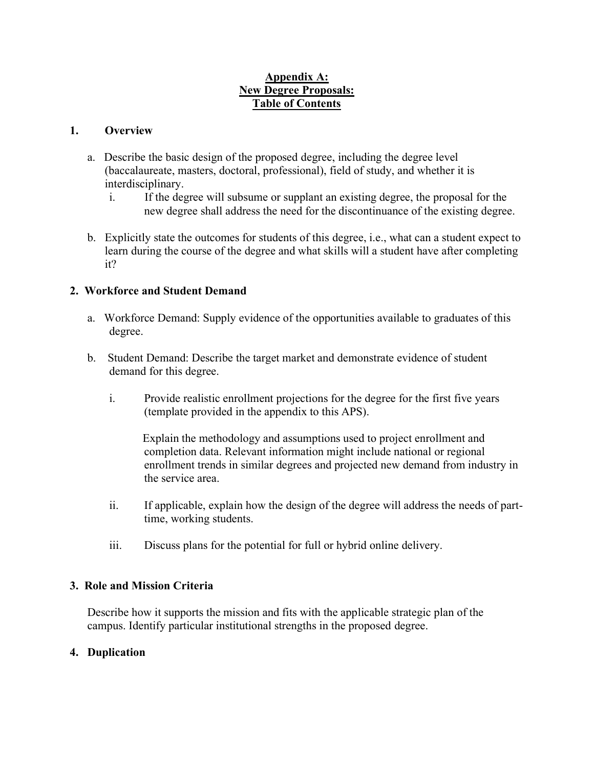**Appendix A:**
**New Degree Proposals:**
**Table of Contents**

## 1. Overview

a. Describe the basic design of the proposed degree, including the degree level (baccalaureate, masters, doctoral, professional), field of study, and whether it is interdisciplinary.

   i. If the degree will subsume or supplant an existing degree, the proposal for the new degree shall address the need for the discontinuance of the existing degree.

b. Explicitly state the outcomes for students of this degree, i.e., what can a student expect to learn during the course of the degree and what skills will a student have after completing it?

## 2. Workforce and Student Demand

a. Workforce Demand: Supply evidence of the opportunities available to graduates of this degree.

b. Student Demand: Describe the target market and demonstrate evidence of student demand for this degree.

   i. Provide realistic enrollment projections for the degree for the first five years (template provided in the appendix to this APS).

      Explain the methodology and assumptions used to project enrollment and completion data. Relevant information might include national or regional enrollment trends in similar degrees and projected new demand from industry in the service area.

   ii. If applicable, explain how the design of the degree will address the needs of part-time, working students.

   iii. Discuss plans for the potential for full or hybrid online delivery.

## 3. Role and Mission Criteria

Describe how it supports the mission and fits with the applicable strategic plan of the campus. Identify particular institutional strengths in the proposed degree.

## 4. Duplication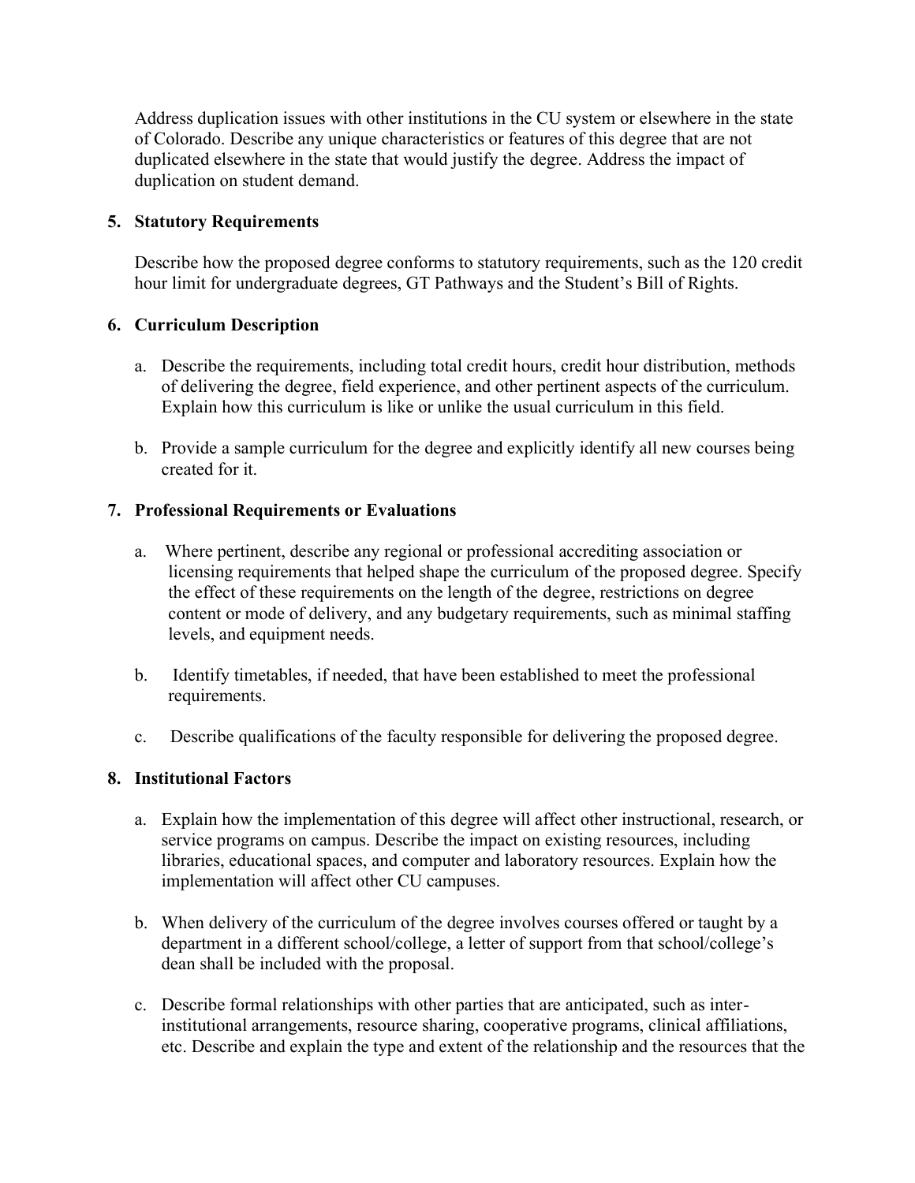Address duplication issues with other institutions in the CU system or elsewhere in the state of Colorado. Describe any unique characteristics or features of this degree that are not duplicated elsewhere in the state that would justify the degree. Address the impact of duplication on student demand.

**5. Statutory Requirements**

Describe how the proposed degree conforms to statutory requirements, such as the 120 credit hour limit for undergraduate degrees, GT Pathways and the Student's Bill of Rights.

**6. Curriculum Description**

a. Describe the requirements, including total credit hours, credit hour distribution, methods of delivering the degree, field experience, and other pertinent aspects of the curriculum. Explain how this curriculum is like or unlike the usual curriculum in this field.

b. Provide a sample curriculum for the degree and explicitly identify all new courses being created for it.

**7. Professional Requirements or Evaluations**

a. Where pertinent, describe any regional or professional accrediting association or licensing requirements that helped shape the curriculum of the proposed degree. Specify the effect of these requirements on the length of the degree, restrictions on degree content or mode of delivery, and any budgetary requirements, such as minimal staffing levels, and equipment needs.

b. Identify timetables, if needed, that have been established to meet the professional requirements.

c. Describe qualifications of the faculty responsible for delivering the proposed degree.

**8. Institutional Factors**

a. Explain how the implementation of this degree will affect other instructional, research, or service programs on campus. Describe the impact on existing resources, including libraries, educational spaces, and computer and laboratory resources. Explain how the implementation will affect other CU campuses.

b. When delivery of the curriculum of the degree involves courses offered or taught by a department in a different school/college, a letter of support from that school/college's dean shall be included with the proposal.

c. Describe formal relationships with other parties that are anticipated, such as inter-institutional arrangements, resource sharing, cooperative programs, clinical affiliations, etc. Describe and explain the type and extent of the relationship and the resources that the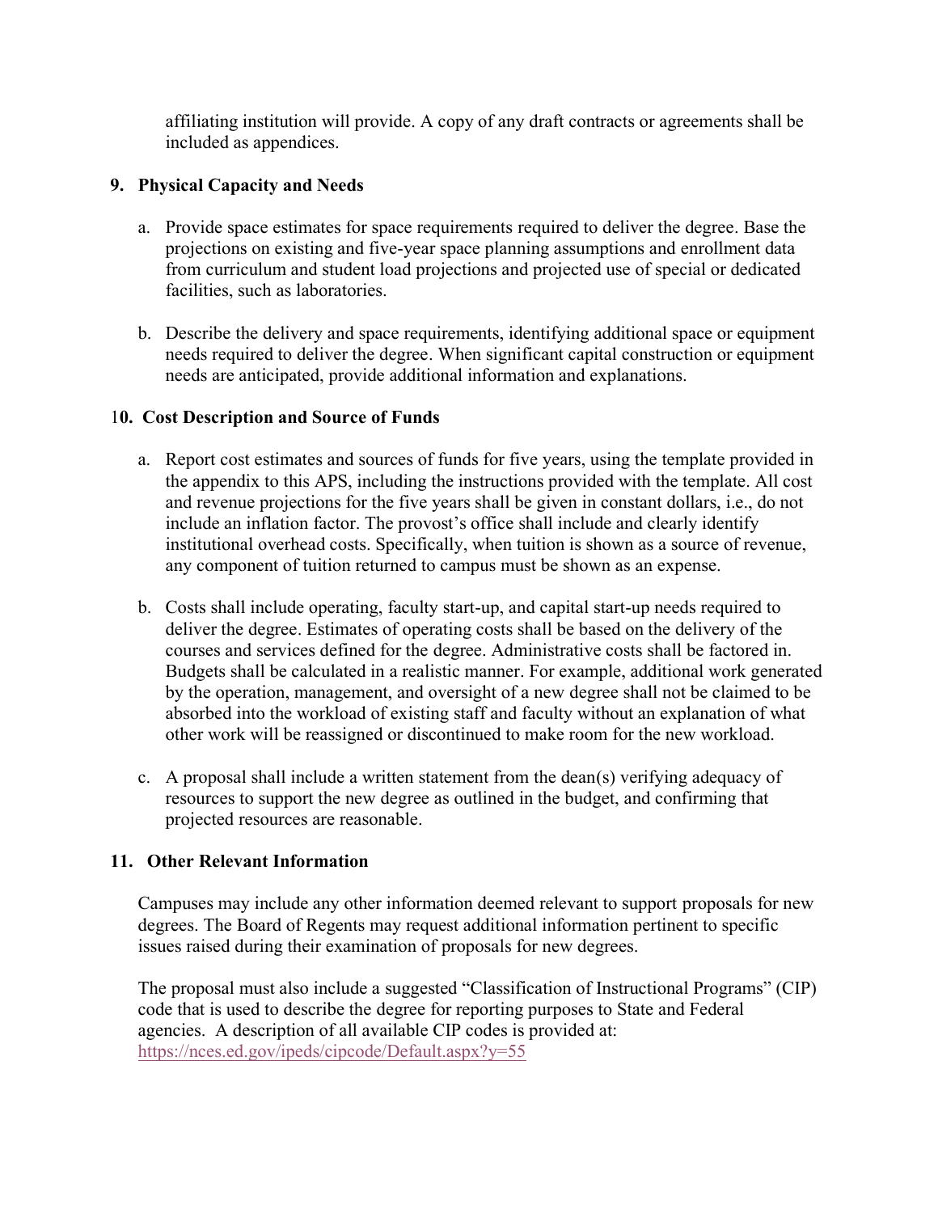affiliating institution will provide. A copy of any draft contracts or agreements shall be included as appendices.

**9. Physical Capacity and Needs**

a. Provide space estimates for space requirements required to deliver the degree. Base the projections on existing and five-year space planning assumptions and enrollment data from curriculum and student load projections and projected use of special or dedicated facilities, such as laboratories.

b. Describe the delivery and space requirements, identifying additional space or equipment needs required to deliver the degree. When significant capital construction or equipment needs are anticipated, provide additional information and explanations.

**10. Cost Description and Source of Funds**

a. Report cost estimates and sources of funds for five years, using the template provided in the appendix to this APS, including the instructions provided with the template. All cost and revenue projections for the five years shall be given in constant dollars, i.e., do not include an inflation factor. The provost's office shall include and clearly identify institutional overhead costs. Specifically, when tuition is shown as a source of revenue, any component of tuition returned to campus must be shown as an expense.

b. Costs shall include operating, faculty start-up, and capital start-up needs required to deliver the degree. Estimates of operating costs shall be based on the delivery of the courses and services defined for the degree. Administrative costs shall be factored in. Budgets shall be calculated in a realistic manner. For example, additional work generated by the operation, management, and oversight of a new degree shall not be claimed to be absorbed into the workload of existing staff and faculty without an explanation of what other work will be reassigned or discontinued to make room for the new workload.

c. A proposal shall include a written statement from the dean(s) verifying adequacy of resources to support the new degree as outlined in the budget, and confirming that projected resources are reasonable.

**11. Other Relevant Information**

Campuses may include any other information deemed relevant to support proposals for new degrees. The Board of Regents may request additional information pertinent to specific issues raised during their examination of proposals for new degrees.

The proposal must also include a suggested "Classification of Instructional Programs" (CIP) code that is used to describe the degree for reporting purposes to State and Federal agencies. A description of all available CIP codes is provided at: https://nces.ed.gov/ipeds/cipcode/Default.aspx?y=55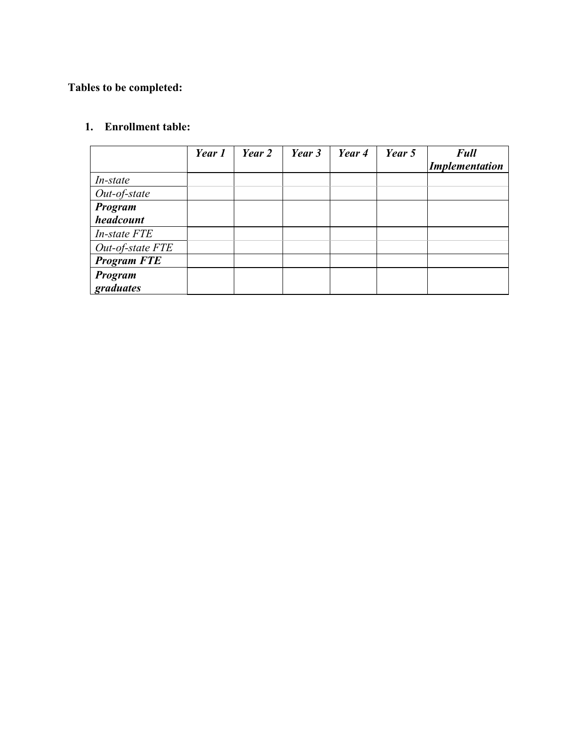**Tables to be completed:**

1. **Enrollment table:**

| | ***Year 1*** | ***Year 2*** | ***Year 3*** | ***Year 4*** | ***Year 5*** | ***Full Implementation*** |
|---|---|---|---|---|---|---|
| *In-state* | | | | | | |
| *Out-of-state* | | | | | | |
| ***Program headcount*** | | | | | | |
| *In-state FTE* | | | | | | |
| *Out-of-state FTE* | | | | | | |
| ***Program FTE*** | | | | | | |
| ***Program graduates*** | | | | | | |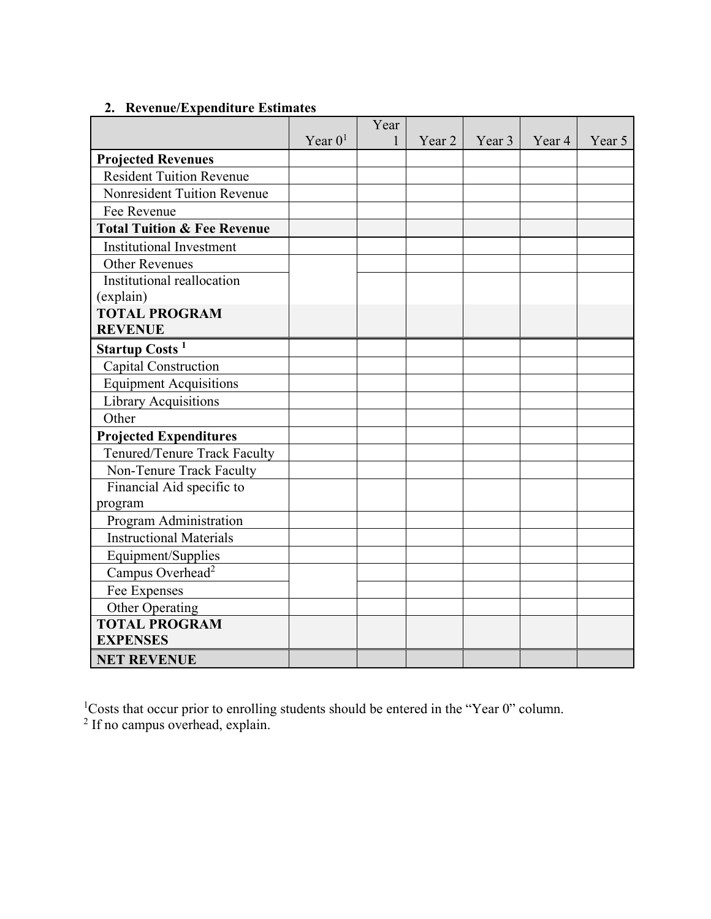## 2. Revenue/Expenditure Estimates

| | Year 0[1] | Year 1 | Year 2 | Year 3 | Year 4 | Year 5 |
|---|---|---|---|---|---|---|
| **Projected Revenues** | | | | | | |
| Resident Tuition Revenue | | | | | | |
| Nonresident Tuition Revenue | | | | | | |
| Fee Revenue | | | | | | |
| **Total Tuition & Fee Revenue** | | | | | | |
| Institutional Investment | | | | | | |
| Other Revenues | | | | | | |
| Institutional reallocation (explain) | | | | | | |
| **TOTAL PROGRAM REVENUE** | | | | | | |
| **Startup Costs [1]** | | | | | | |
| Capital Construction | | | | | | |
| Equipment Acquisitions | | | | | | |
| Library Acquisitions | | | | | | |
| Other | | | | | | |
| **Projected Expenditures** | | | | | | |
| Tenured/Tenure Track Faculty | | | | | | |
| Non-Tenure Track Faculty | | | | | | |
| Financial Aid specific to program | | | | | | |
| Program Administration | | | | | | |
| Instructional Materials | | | | | | |
| Equipment/Supplies | | | | | | |
| Campus Overhead[2] | | | | | | |
| Fee Expenses | | | | | | |
| Other Operating | | | | | | |
| **TOTAL PROGRAM EXPENSES** | | | | | | |
| **NET REVENUE** | | | | | | |

[1]Costs that occur prior to enrolling students should be entered in the "Year 0" column.
[2] If no campus overhead, explain.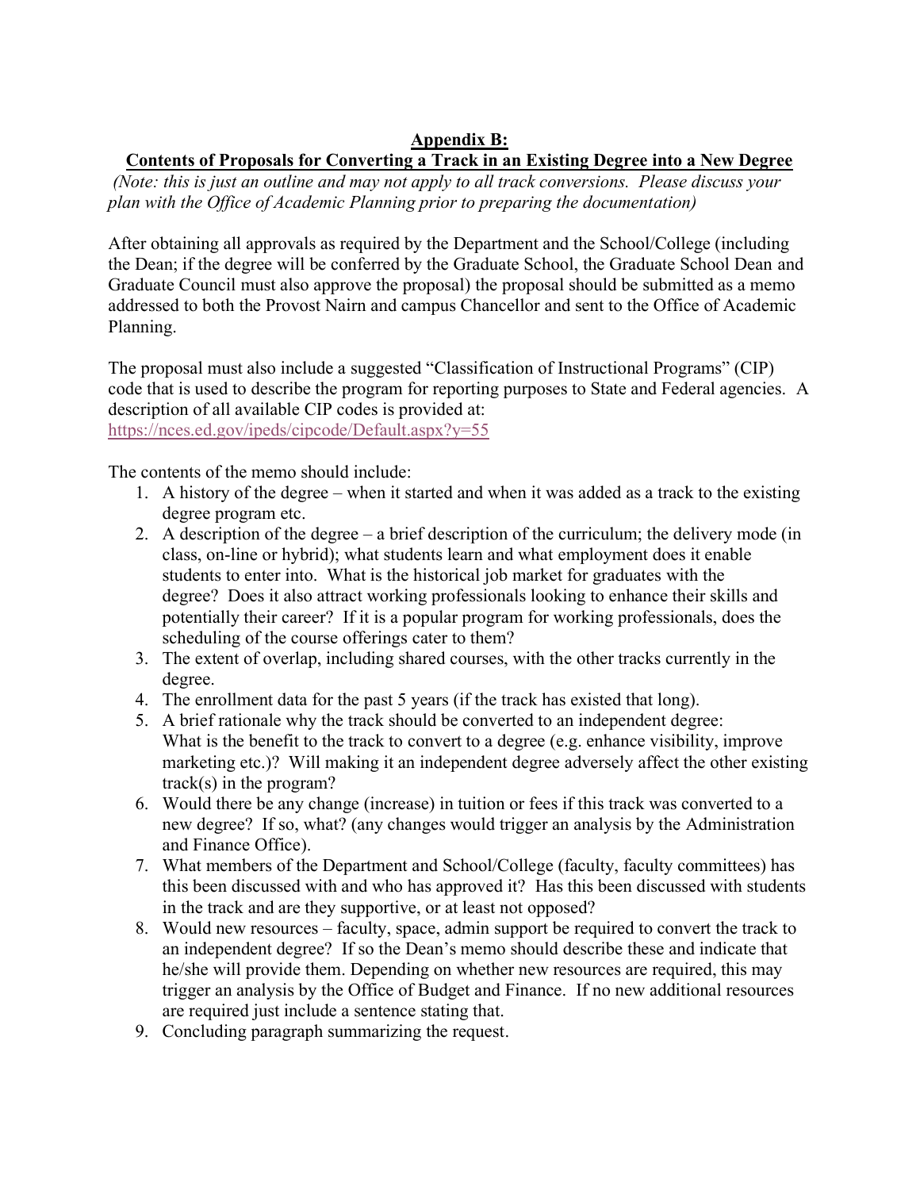## Appendix B:

## Contents of Proposals for Converting a Track in an Existing Degree into a New Degree

*(Note: this is just an outline and may not apply to all track conversions. Please discuss your plan with the Office of Academic Planning prior to preparing the documentation)*

After obtaining all approvals as required by the Department and the School/College (including the Dean; if the degree will be conferred by the Graduate School, the Graduate School Dean and Graduate Council must also approve the proposal) the proposal should be submitted as a memo addressed to both the Provost Nairn and campus Chancellor and sent to the Office of Academic Planning.

The proposal must also include a suggested "Classification of Instructional Programs" (CIP) code that is used to describe the program for reporting purposes to State and Federal agencies. A description of all available CIP codes is provided at:
https://nces.ed.gov/ipeds/cipcode/Default.aspx?y=55

The contents of the memo should include:

1. A history of the degree – when it started and when it was added as a track to the existing degree program etc.
2. A description of the degree – a brief description of the curriculum; the delivery mode (in class, on-line or hybrid); what students learn and what employment does it enable students to enter into. What is the historical job market for graduates with the degree? Does it also attract working professionals looking to enhance their skills and potentially their career? If it is a popular program for working professionals, does the scheduling of the course offerings cater to them?
3. The extent of overlap, including shared courses, with the other tracks currently in the degree.
4. The enrollment data for the past 5 years (if the track has existed that long).
5. A brief rationale why the track should be converted to an independent degree: What is the benefit to the track to convert to a degree (e.g. enhance visibility, improve marketing etc.)? Will making it an independent degree adversely affect the other existing track(s) in the program?
6. Would there be any change (increase) in tuition or fees if this track was converted to a new degree? If so, what? (any changes would trigger an analysis by the Administration and Finance Office).
7. What members of the Department and School/College (faculty, faculty committees) has this been discussed with and who has approved it? Has this been discussed with students in the track and are they supportive, or at least not opposed?
8. Would new resources – faculty, space, admin support be required to convert the track to an independent degree? If so the Dean's memo should describe these and indicate that he/she will provide them. Depending on whether new resources are required, this may trigger an analysis by the Office of Budget and Finance. If no new additional resources are required just include a sentence stating that.
9. Concluding paragraph summarizing the request.